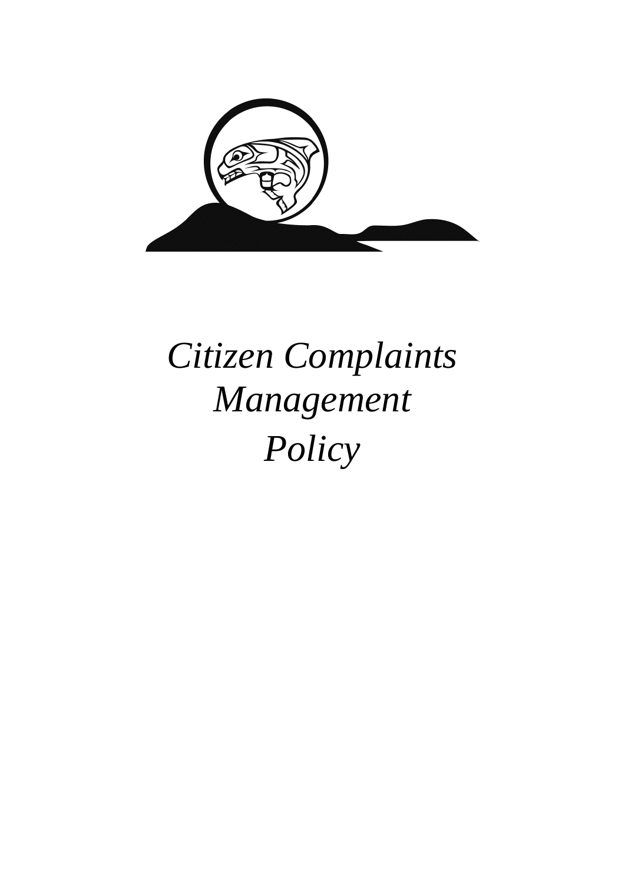# *Citizen Complaints Management Policy*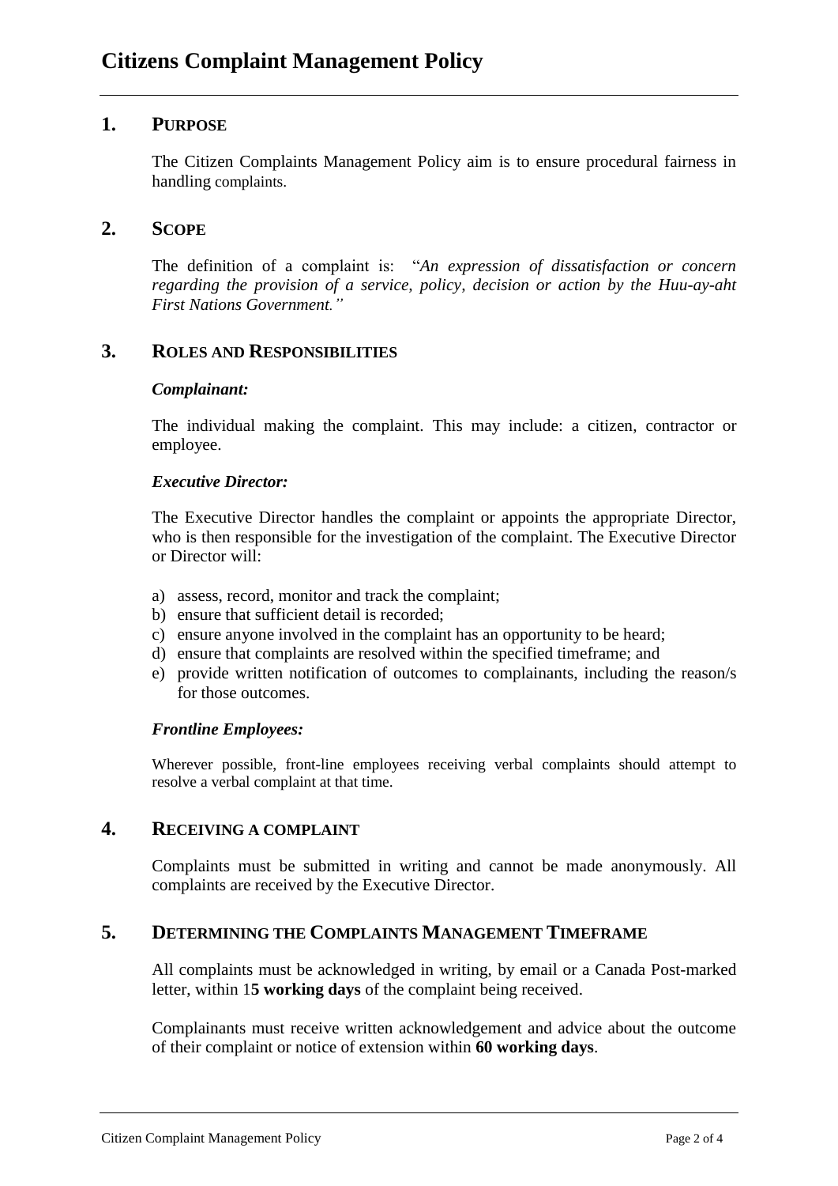# Citizens Complaint Management Policy

## 1. PURPOSE

The Citizen Complaints Management Policy aim is to ensure procedural fairness in handling complaints.

## 2. SCOPE

The definition of a complaint is: "*An expression of dissatisfaction or concern regarding the provision of a service, policy, decision or action by the Huu-ay-aht First Nations Government.*"

## 3. ROLES AND RESPONSIBILITIES

***Complainant:***

The individual making the complaint. This may include: a citizen, contractor or employee.

***Executive Director:***

The Executive Director handles the complaint or appoints the appropriate Director, who is then responsible for the investigation of the complaint. The Executive Director or Director will:

a) assess, record, monitor and track the complaint;
b) ensure that sufficient detail is recorded;
c) ensure anyone involved in the complaint has an opportunity to be heard;
d) ensure that complaints are resolved within the specified timeframe; and
e) provide written notification of outcomes to complainants, including the reason/s for those outcomes.

***Frontline Employees:***

Wherever possible, front-line employees receiving verbal complaints should attempt to resolve a verbal complaint at that time.

## 4. RECEIVING A COMPLAINT

Complaints must be submitted in writing and cannot be made anonymously. All complaints are received by the Executive Director.

## 5. DETERMINING THE COMPLAINTS MANAGEMENT TIMEFRAME

All complaints must be acknowledged in writing, by email or a Canada Post-marked letter, within 1**5 working days** of the complaint being received.

Complainants must receive written acknowledgement and advice about the outcome of their complaint or notice of extension within **60 working days**.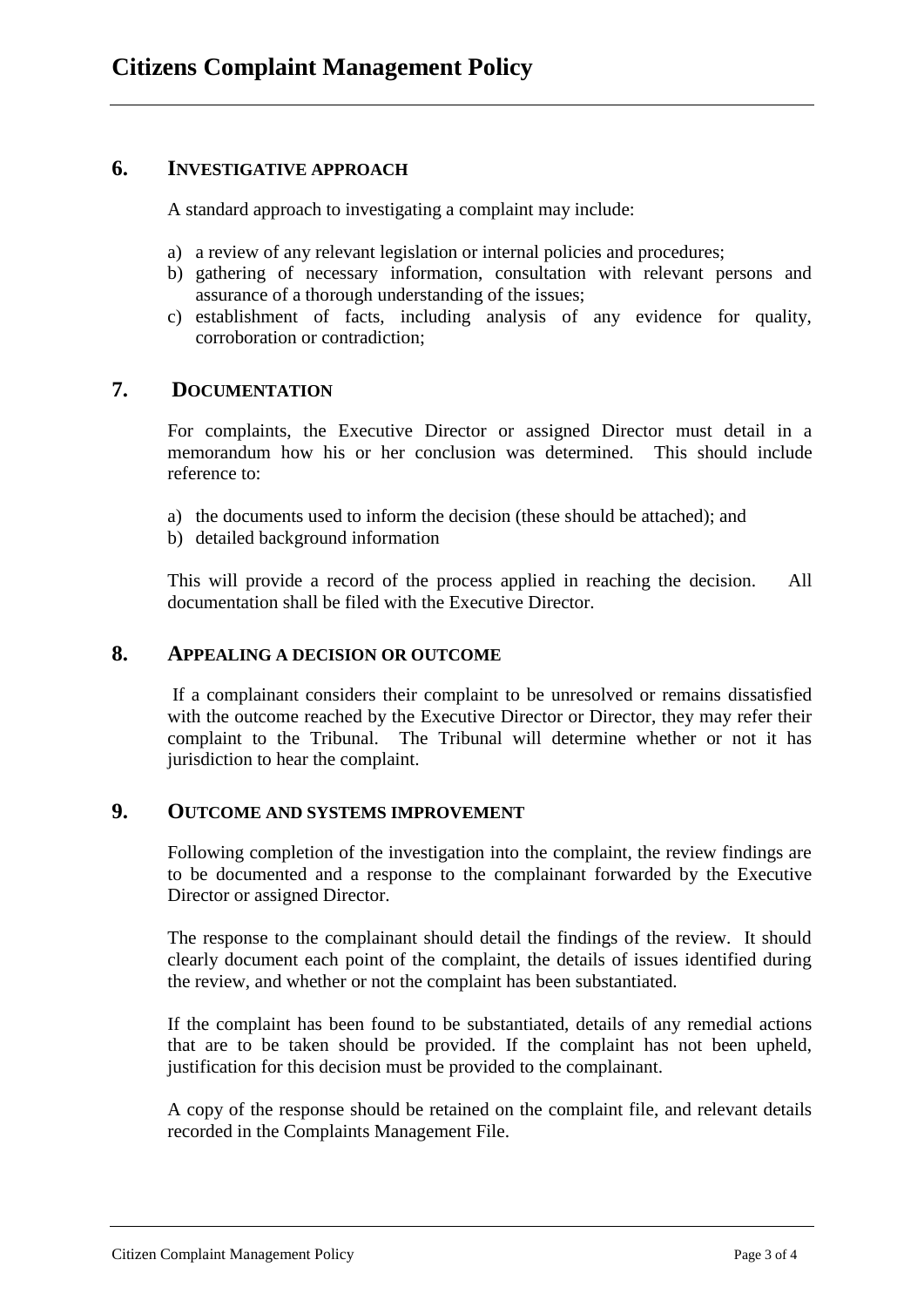## 6. INVESTIGATIVE APPROACH

A standard approach to investigating a complaint may include:

a) a review of any relevant legislation or internal policies and procedures;
b) gathering of necessary information, consultation with relevant persons and assurance of a thorough understanding of the issues;
c) establishment of facts, including analysis of any evidence for quality, corroboration or contradiction;

## 7. DOCUMENTATION

For complaints, the Executive Director or assigned Director must detail in a memorandum how his or her conclusion was determined. This should include reference to:

a) the documents used to inform the decision (these should be attached); and
b) detailed background information

This will provide a record of the process applied in reaching the decision. All documentation shall be filed with the Executive Director.

## 8. APPEALING A DECISION OR OUTCOME

If a complainant considers their complaint to be unresolved or remains dissatisfied with the outcome reached by the Executive Director or Director, they may refer their complaint to the Tribunal. The Tribunal will determine whether or not it has jurisdiction to hear the complaint.

## 9. OUTCOME AND SYSTEMS IMPROVEMENT

Following completion of the investigation into the complaint, the review findings are to be documented and a response to the complainant forwarded by the Executive Director or assigned Director.

The response to the complainant should detail the findings of the review. It should clearly document each point of the complaint, the details of issues identified during the review, and whether or not the complaint has been substantiated.

If the complaint has been found to be substantiated, details of any remedial actions that are to be taken should be provided. If the complaint has not been upheld, justification for this decision must be provided to the complainant.

A copy of the response should be retained on the complaint file, and relevant details recorded in the Complaints Management File.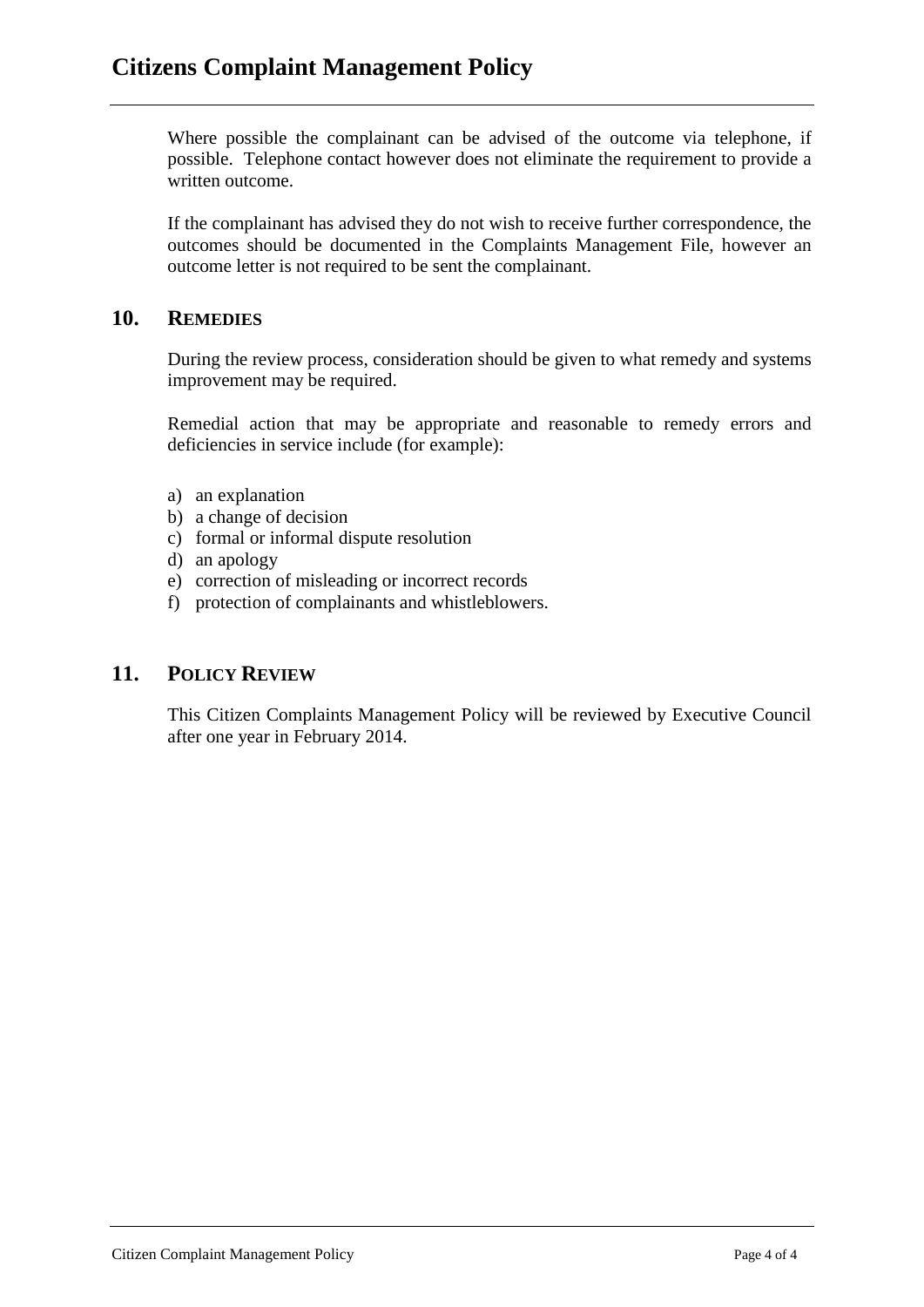Where possible the complainant can be advised of the outcome via telephone, if possible. Telephone contact however does not eliminate the requirement to provide a written outcome.

If the complainant has advised they do not wish to receive further correspondence, the outcomes should be documented in the Complaints Management File, however an outcome letter is not required to be sent the complainant.

## 10. REMEDIES

During the review process, consideration should be given to what remedy and systems improvement may be required.

Remedial action that may be appropriate and reasonable to remedy errors and deficiencies in service include (for example):

a) an explanation
b) a change of decision
c) formal or informal dispute resolution
d) an apology
e) correction of misleading or incorrect records
f) protection of complainants and whistleblowers.

## 11. POLICY REVIEW

This Citizen Complaints Management Policy will be reviewed by Executive Council after one year in February 2014.